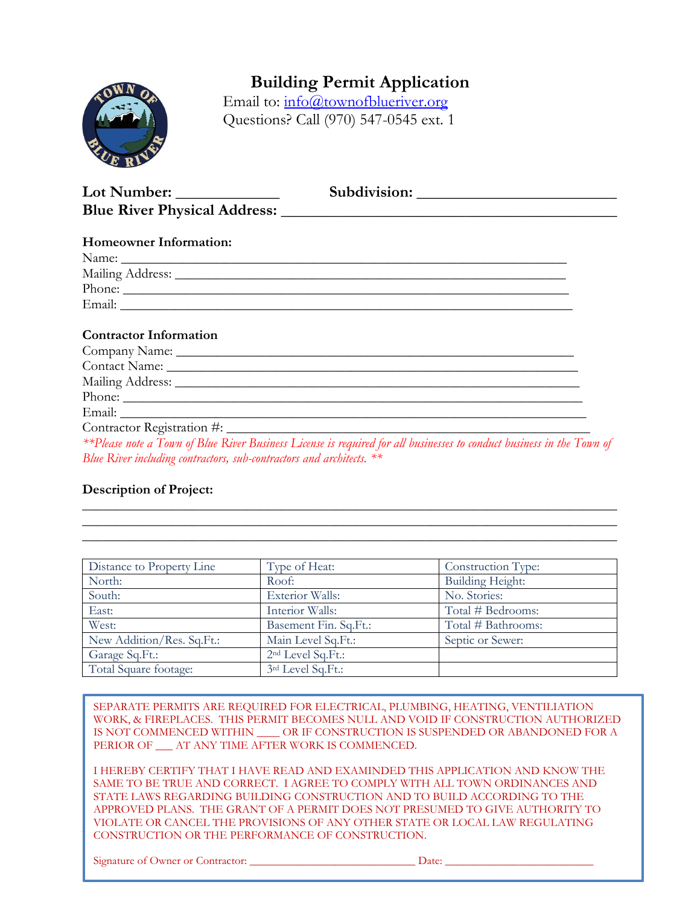# Building Permit Application

Email to: info@townofblueriver.org
Questions? Call (970) 547-0545 ext. 1

**Lot Number:** ____________ **Subdivision:** ________________________
**Blue River Physical Address:** ________________________________________

**Homeowner Information:**

Name: ____________________________________________________________
Mailing Address: ____________________________________________________
Phone: ____________________________________________________________
Email: ____________________________________________________________

**Contractor Information**

Company Name: _____________________________________________________
Contact Name: ______________________________________________________
Mailing Address: ____________________________________________________
Phone: ____________________________________________________________
Email: ____________________________________________________________
Contractor Registration #: ____________________________________________

*\*\*Please note a Town of Blue River Business License is required for all businesses to conduct business in the Town of Blue River including contractors, sub-contractors and architects. \*\**

**Description of Project:**

______________________________________________________________________
______________________________________________________________________
______________________________________________________________________

| Distance to Property Line | Type of Heat: | Construction Type: |
|---|---|---|
| North: | Roof: | Building Height: |
| South: | Exterior Walls: | No. Stories: |
| East: | Interior Walls: | Total # Bedrooms: |
| West: | Basement Fin. Sq.Ft.: | Total # Bathrooms: |
| New Addition/Res. Sq.Ft.: | Main Level Sq.Ft.: | Septic or Sewer: |
| Garage Sq.Ft.: | 2nd Level Sq.Ft.: | |
| Total Square footage: | 3rd Level Sq.Ft.: | |

SEPARATE PERMITS ARE REQUIRED FOR ELECTRICAL, PLUMBING, HEATING, VENTILIATION WORK, & FIREPLACES. THIS PERMIT BECOMES NULL AND VOID IF CONSTRUCTION AUTHORIZED IS NOT COMMENCED WITHIN ____ OR IF CONSTRUCTION IS SUSPENDED OR ABANDONED FOR A PERIOR OF ___ AT ANY TIME AFTER WORK IS COMMENCED.

I HEREBY CERTIFY THAT I HAVE READ AND EXAMINDED THIS APPLICATION AND KNOW THE SAME TO BE TRUE AND CORRECT. I AGREE TO COMPLY WITH ALL TOWN ORDINANCES AND STATE LAWS REGARDING BUILDING CONSTRUCTION AND TO BUILD ACCORDING TO THE APPROVED PLANS. THE GRANT OF A PERMIT DOES NOT PRESUMED TO GIVE AUTHORITY TO VIOLATE OR CANCEL THE PROVISIONS OF ANY OTHER STATE OR LOCAL LAW REGULATING CONSTRUCTION OR THE PERFORMANCE OF CONSTRUCTION.

Signature of Owner or Contractor: ____________________________ Date: ________________________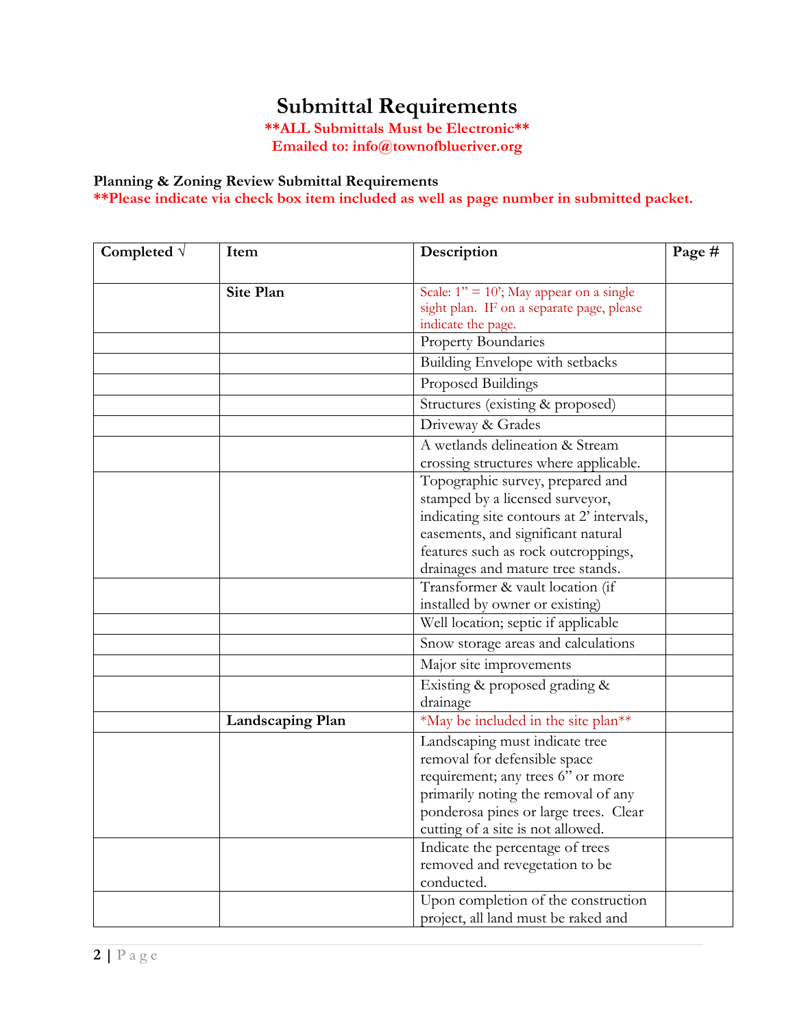# Submittal Requirements

**\*\*ALL Submittals Must be Electronic\*\***

**Emailed to: info@townofblueriver.org**

**Planning & Zoning Review Submittal Requirements**

**\*\*Please indicate via check box item included as well as page number in submitted packet.**

| Completed √ | Item | Description | Page # |
|---|---|---|---|
| | **Site Plan** | Scale: 1" = 10'; May appear on a single sight plan. IF on a separate page, please indicate the page. | |
| | | Property Boundaries | |
| | | Building Envelope with setbacks | |
| | | Proposed Buildings | |
| | | Structures (existing & proposed) | |
| | | Driveway & Grades | |
| | | A wetlands delineation & Stream crossing structures where applicable. | |
| | | Topographic survey, prepared and stamped by a licensed surveyor, indicating site contours at 2' intervals, easements, and significant natural features such as rock outcroppings, drainages and mature tree stands. | |
| | | Transformer & vault location (if installed by owner or existing) | |
| | | Well location; septic if applicable | |
| | | Snow storage areas and calculations | |
| | | Major site improvements | |
| | | Existing & proposed grading & drainage | |
| | **Landscaping Plan** | *May be included in the site plan** | |
| | | Landscaping must indicate tree removal for defensible space requirement; any trees 6" or more primarily noting the removal of any ponderosa pines or large trees. Clear cutting of a site is not allowed. | |
| | | Indicate the percentage of trees removed and revegetation to be conducted. | |
| | | Upon completion of the construction project, all land must be raked and | |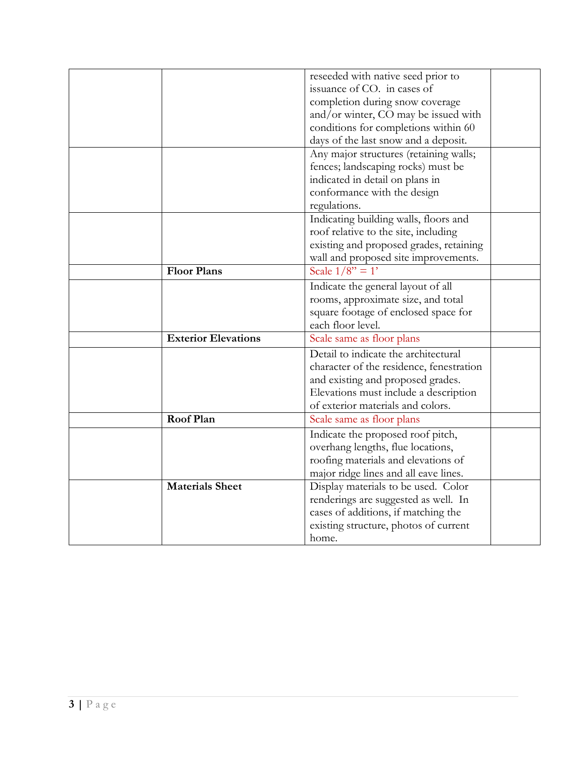| | | | |
|---|---|---|---|
| | | reseeded with native seed prior to issuance of CO. in cases of completion during snow coverage and/or winter, CO may be issued with conditions for completions within 60 days of the last snow and a deposit. | |
| | | Any major structures (retaining walls; fences; landscaping rocks) must be indicated in detail on plans in conformance with the design regulations. | |
| | | Indicating building walls, floors and roof relative to the site, including existing and proposed grades, retaining wall and proposed site improvements. | |
| | **Floor Plans** | Scale 1/8" = 1' | |
| | | Indicate the general layout of all rooms, approximate size, and total square footage of enclosed space for each floor level. | |
| | **Exterior Elevations** | Scale same as floor plans | |
| | | Detail to indicate the architectural character of the residence, fenestration and existing and proposed grades. Elevations must include a description of exterior materials and colors. | |
| | **Roof Plan** | Scale same as floor plans | |
| | | Indicate the proposed roof pitch, overhang lengths, flue locations, roofing materials and elevations of major ridge lines and all eave lines. | |
| | **Materials Sheet** | Display materials to be used. Color renderings are suggested as well. In cases of additions, if matching the existing structure, photos of current home. | |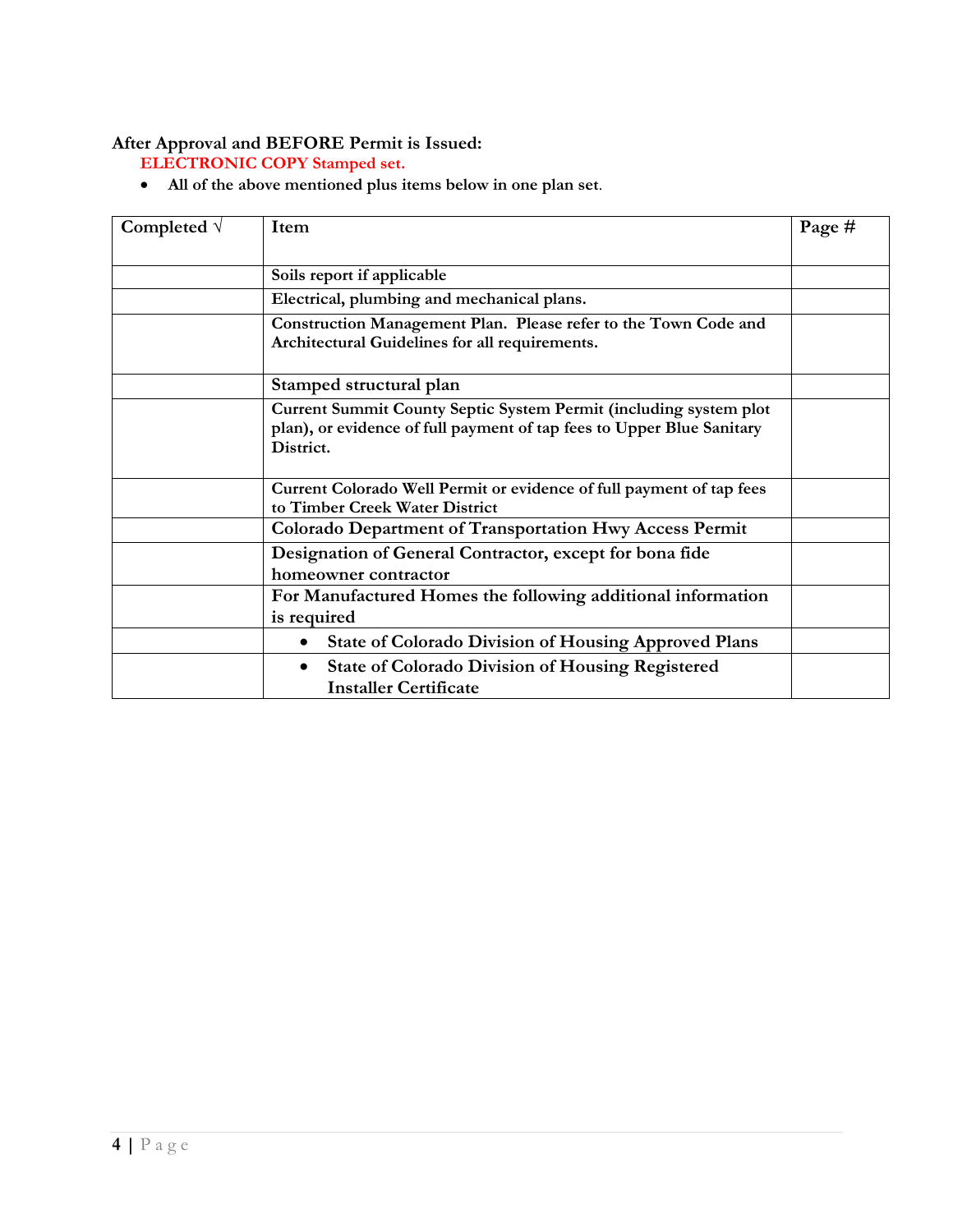**After Approval and BEFORE Permit is Issued:**

**ELECTRONIC COPY Stamped set.**

- **All of the above mentioned plus items below in one plan set.**

| Completed √ | Item | Page # |
|---|---|---|
| | Soils report if applicable | |
| | Electrical, plumbing and mechanical plans. | |
| | Construction Management Plan. Please refer to the Town Code and Architectural Guidelines for all requirements. | |
| | Stamped structural plan | |
| | Current Summit County Septic System Permit (including system plot plan), or evidence of full payment of tap fees to Upper Blue Sanitary District. | |
| | Current Colorado Well Permit or evidence of full payment of tap fees to Timber Creek Water District | |
| | Colorado Department of Transportation Hwy Access Permit | |
| | Designation of General Contractor, except for bona fide homeowner contractor | |
| | For Manufactured Homes the following additional information is required | |
| | • State of Colorado Division of Housing Approved Plans | |
| | • State of Colorado Division of Housing Registered Installer Certificate | |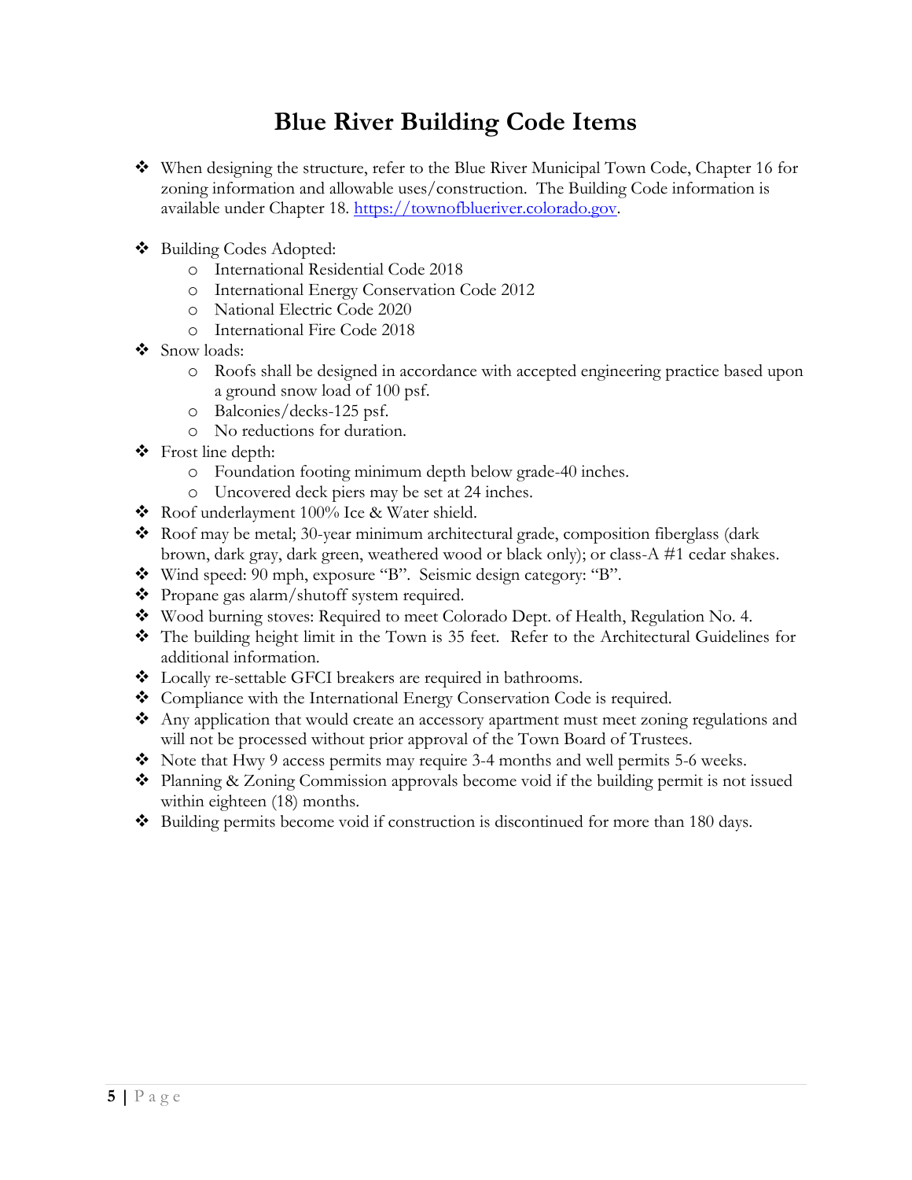# Blue River Building Code Items

- When designing the structure, refer to the Blue River Municipal Town Code, Chapter 16 for zoning information and allowable uses/construction. The Building Code information is available under Chapter 18. [https://townofblueriver.colorado.gov](https://townofblueriver.colorado.gov).
- Building Codes Adopted:
  - International Residential Code 2018
  - International Energy Conservation Code 2012
  - National Electric Code 2020
  - International Fire Code 2018
- Snow loads:
  - Roofs shall be designed in accordance with accepted engineering practice based upon a ground snow load of 100 psf.
  - Balconies/decks-125 psf.
  - No reductions for duration.
- Frost line depth:
  - Foundation footing minimum depth below grade-40 inches.
  - Uncovered deck piers may be set at 24 inches.
- Roof underlayment 100% Ice & Water shield.
- Roof may be metal; 30-year minimum architectural grade, composition fiberglass (dark brown, dark gray, dark green, weathered wood or black only); or class-A #1 cedar shakes.
- Wind speed: 90 mph, exposure "B". Seismic design category: "B".
- Propane gas alarm/shutoff system required.
- Wood burning stoves: Required to meet Colorado Dept. of Health, Regulation No. 4.
- The building height limit in the Town is 35 feet. Refer to the Architectural Guidelines for additional information.
- Locally re-settable GFCI breakers are required in bathrooms.
- Compliance with the International Energy Conservation Code is required.
- Any application that would create an accessory apartment must meet zoning regulations and will not be processed without prior approval of the Town Board of Trustees.
- Note that Hwy 9 access permits may require 3-4 months and well permits 5-6 weeks.
- Planning & Zoning Commission approvals become void if the building permit is not issued within eighteen (18) months.
- Building permits become void if construction is discontinued for more than 180 days.